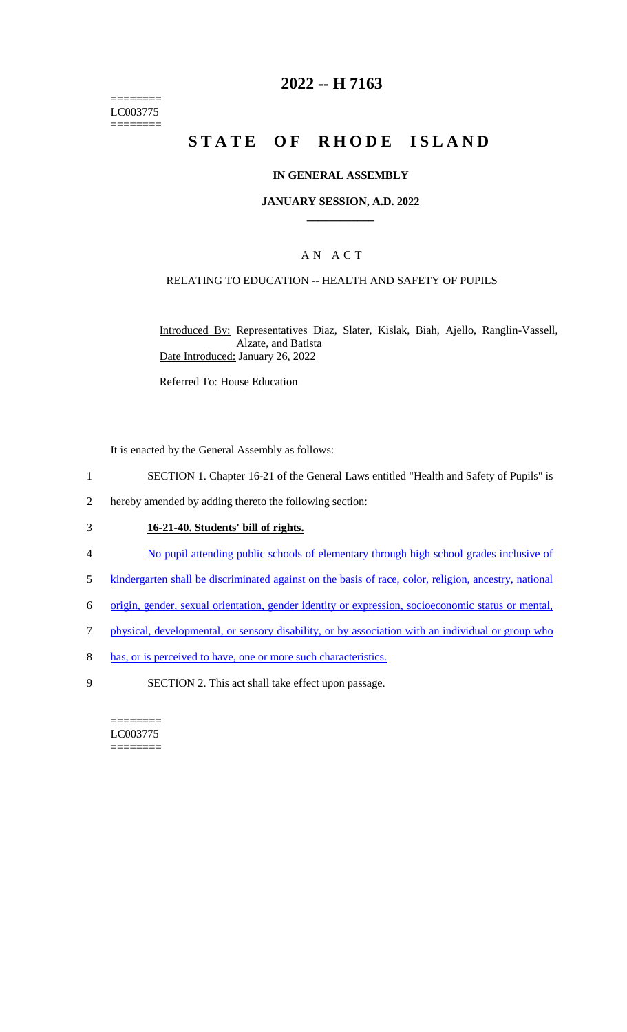========
LC003775
========

# 2022 -- H 7163

# STATE OF RHODE ISLAND

### IN GENERAL ASSEMBLY

### JANUARY SESSION, A.D. 2022

## A N A C T

### RELATING TO EDUCATION -- HEALTH AND SAFETY OF PUPILS

Introduced By: Representatives Diaz, Slater, Kislak, Biah, Ajello, Ranglin-Vassell, Alzate, and Batista
Date Introduced: January 26, 2022

Referred To: House Education

It is enacted by the General Assembly as follows:

1 SECTION 1. Chapter 16-21 of the General Laws entitled "Health and Safety of Pupils" is
2 hereby amended by adding thereto the following section:

3 **16-21-40. Students' bill of rights.**

4 No pupil attending public schools of elementary through high school grades inclusive of
5 kindergarten shall be discriminated against on the basis of race, color, religion, ancestry, national
6 origin, gender, sexual orientation, gender identity or expression, socioeconomic status or mental,
7 physical, developmental, or sensory disability, or by association with an individual or group who
8 has, or is perceived to have, one or more such characteristics.

9 SECTION 2. This act shall take effect upon passage.

========
LC003775
========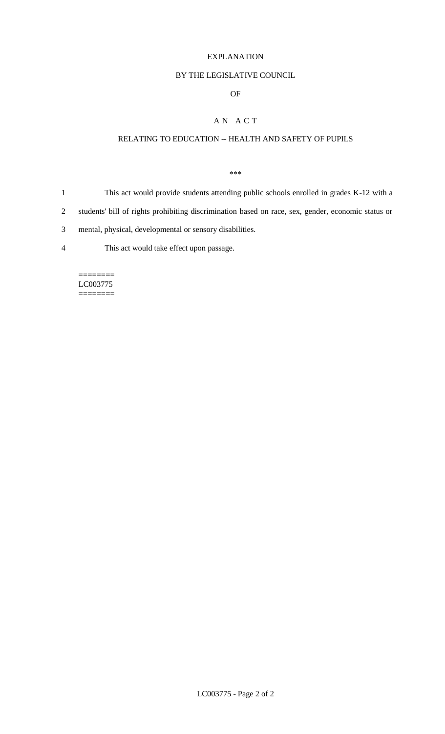EXPLANATION

BY THE LEGISLATIVE COUNCIL

OF

A N A C T

RELATING TO EDUCATION -- HEALTH AND SAFETY OF PUPILS

\*\*\*

1 This act would provide students attending public schools enrolled in grades K-12 with a
2 students' bill of rights prohibiting discrimination based on race, sex, gender, economic status or
3 mental, physical, developmental or sensory disabilities.
4 This act would take effect upon passage.

========
LC003775
========